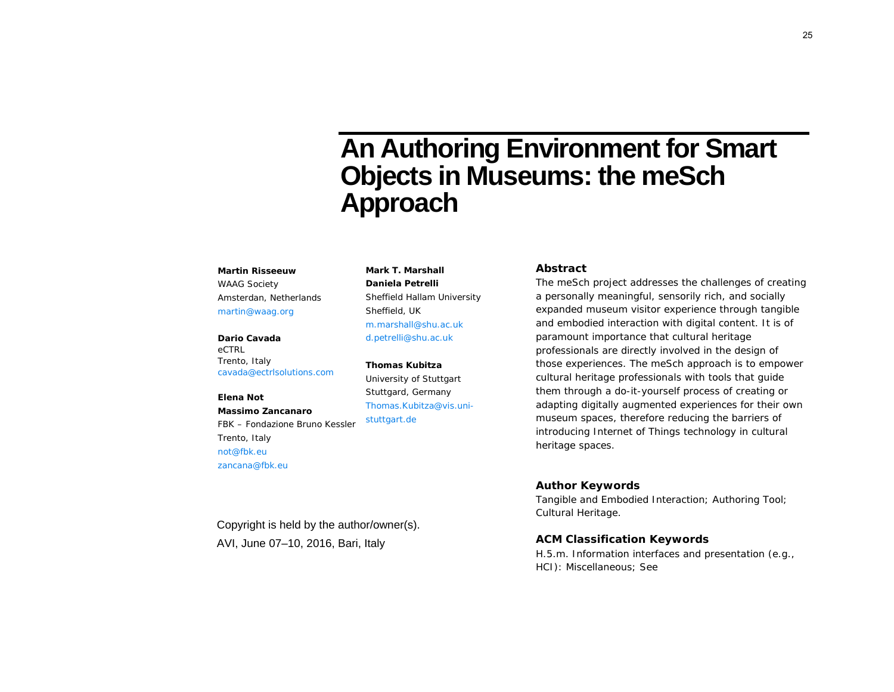# An Authoring Environment for Smart Objects in Museums: the meSch Approach

**Martin Risseeuw**
WAAG Society
Amsterdan, Netherlands
martin@waag.org

**Dario Cavada**
eCTRL
Trento, Italy
cavada@ectrlsolutions.com

**Elena Not**
**Massimo Zancanaro**
FBK – Fondazione Bruno Kessler
Trento, Italy
not@fbk.eu
zancana@fbk.eu

**Mark T. Marshall**
**Daniela Petrelli**
Sheffield Hallam University
Sheffield, UK
m.marshall@shu.ac.uk
d.petrelli@shu.ac.uk

**Thomas Kubitza**
University of Stuttgart
Stuttgart, Germany
Thomas.Kubitza@vis.uni-stuttgart.de

Copyright is held by the author/owner(s).
AVI, June 07–10, 2016, Bari, Italy

## Abstract

The meSch project addresses the challenges of creating a personally meaningful, sensorily rich, and socially expanded museum visitor experience through tangible and embodied interaction with digital content. It is of paramount importance that cultural heritage professionals are directly involved in the design of those experiences. The meSch approach is to empower cultural heritage professionals with tools that guide them through a do-it-yourself process of creating or adapting digitally augmented experiences for their own museum spaces, therefore reducing the barriers of introducing Internet of Things technology in cultural heritage spaces.

## Author Keywords

Tangible and Embodied Interaction; Authoring Tool; Cultural Heritage.

## ACM Classification Keywords

H.5.m. Information interfaces and presentation (e.g., HCI): Miscellaneous; See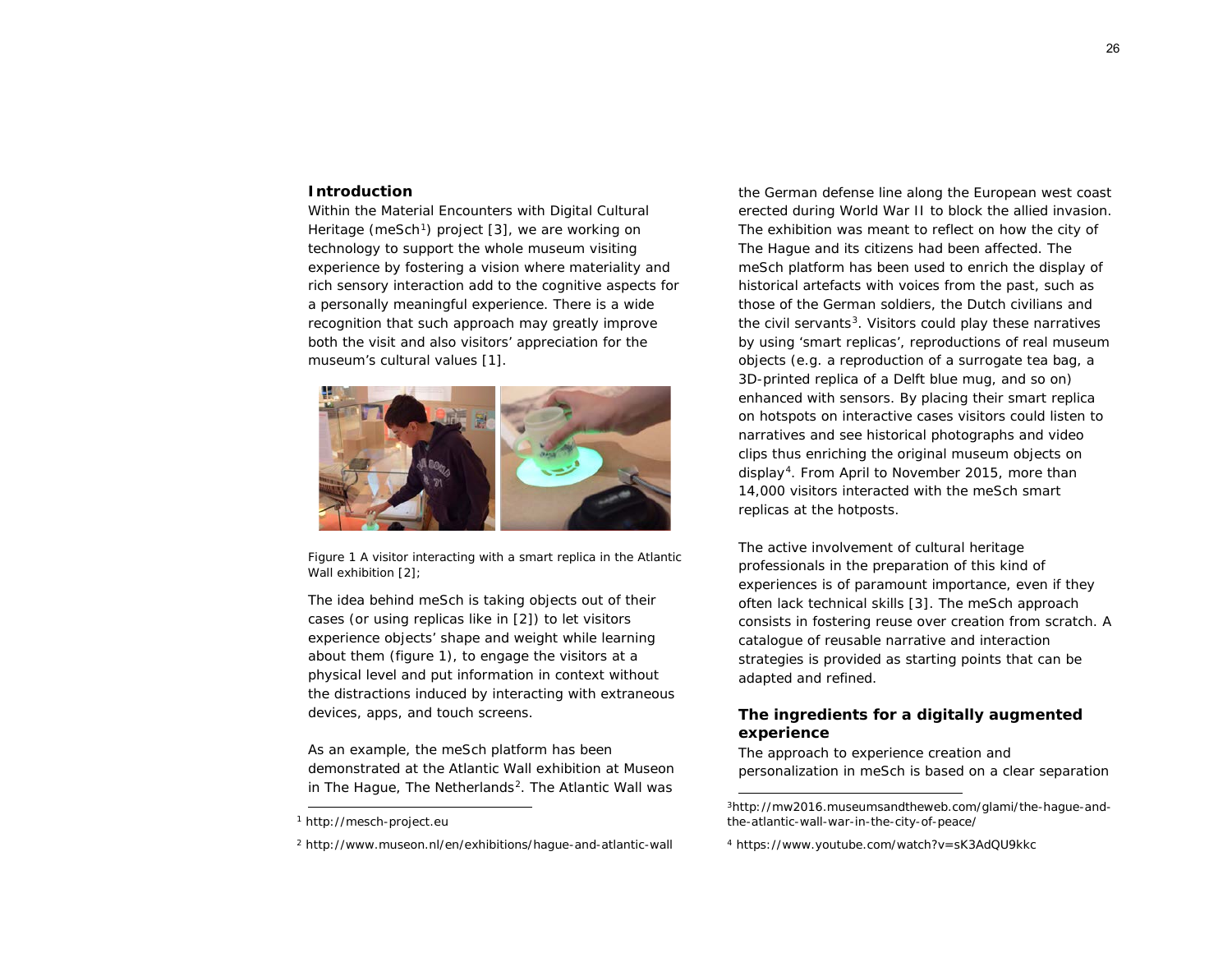## Introduction

Within the Material Encounters with Digital Cultural Heritage (meSch[1]) project [3], we are working on technology to support the whole museum visiting experience by fostering a vision where materiality and rich sensory interaction add to the cognitive aspects for a personally meaningful experience. There is a wide recognition that such approach may greatly improve both the visit and also visitors' appreciation for the museum's cultural values [1].

Figure 1 A visitor interacting with a smart replica in the Atlantic Wall exhibition [2];

The idea behind meSch is taking objects out of their cases (or using replicas like in [2]) to let visitors experience objects' shape and weight while learning about them (figure 1), to engage the visitors at a physical level and put information in context without the distractions induced by interacting with extraneous devices, apps, and touch screens.

As an example, the meSch platform has been demonstrated at the Atlantic Wall exhibition at Museon in The Hague, The Netherlands[2]. The Atlantic Wall was the German defense line along the European west coast erected during World War II to block the allied invasion. The exhibition was meant to reflect on how the city of The Hague and its citizens had been affected. The meSch platform has been used to enrich the display of historical artefacts with voices from the past, such as those of the German soldiers, the Dutch civilians and the civil servants[3]. Visitors could play these narratives by using 'smart replicas', reproductions of real museum objects (e.g. a reproduction of a surrogate tea bag, a 3D-printed replica of a Delft blue mug, and so on) enhanced with sensors. By placing their smart replica on hotspots on interactive cases visitors could listen to narratives and see historical photographs and video clips thus enriching the original museum objects on display[4]. From April to November 2015, more than 14,000 visitors interacted with the meSch smart replicas at the hotposts.

The active involvement of cultural heritage professionals in the preparation of this kind of experiences is of paramount importance, even if they often lack technical skills [3]. The meSch approach consists in fostering reuse over creation from scratch. A catalogue of reusable narrative and interaction strategies is provided as starting points that can be adapted and refined.

## The ingredients for a digitally augmented experience

The approach to experience creation and personalization in meSch is based on a clear separation

[1] http://mesch-project.eu

[2] http://www.museon.nl/en/exhibitions/hague-and-atlantic-wall

[3] http://mw2016.museumsandtheweb.com/glami/the-hague-and-the-atlantic-wall-war-in-the-city-of-peace/

[4] https://www.youtube.com/watch?v=sK3AdQU9kkc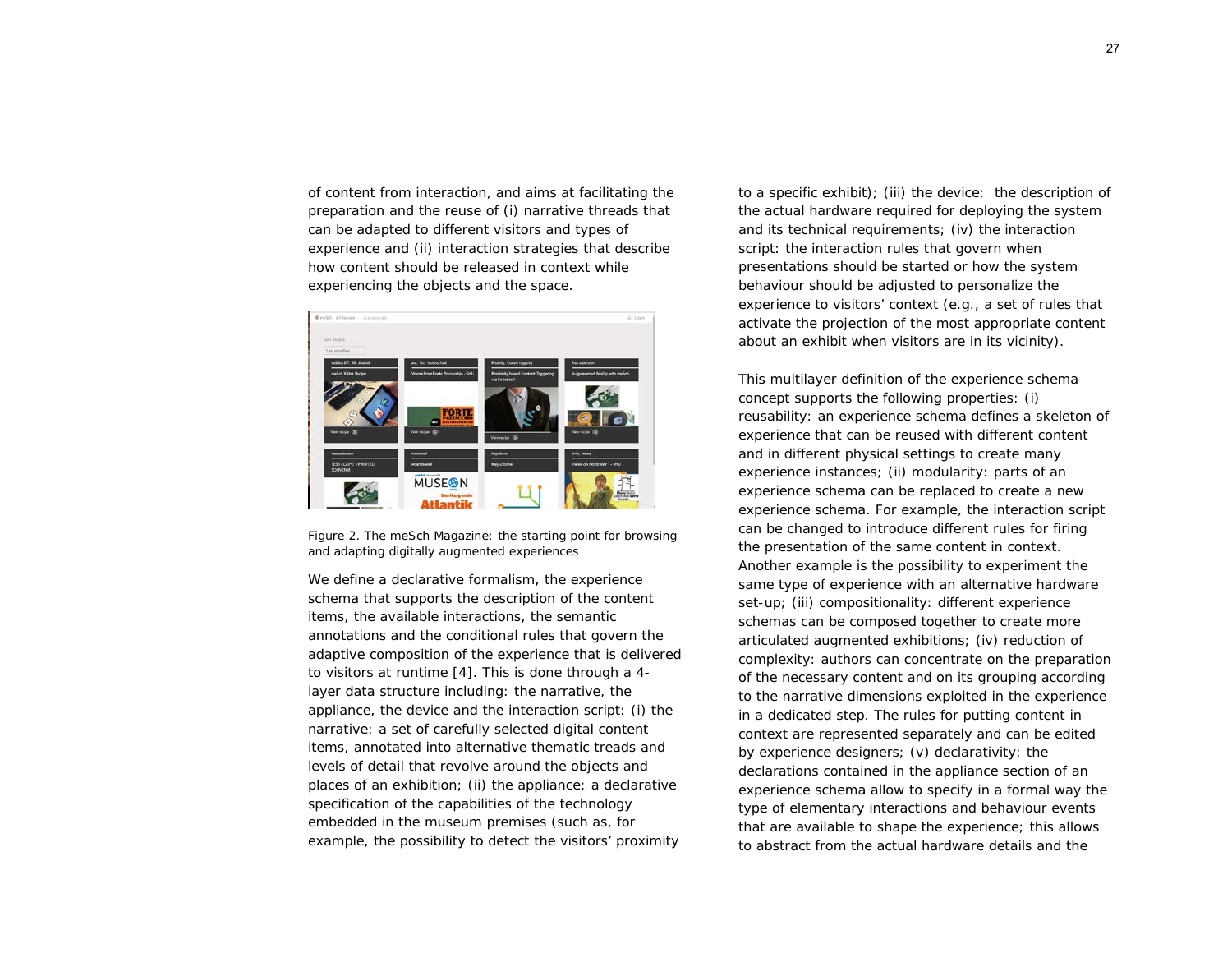of content from interaction, and aims at facilitating the preparation and the reuse of (i) narrative threads that can be adapted to different visitors and types of experience and (ii) interaction strategies that describe how content should be released in context while experiencing the objects and the space.

Figure 2. The meSch Magazine: the starting point for browsing and adapting digitally augmented experiences

We define a declarative formalism, the experience schema that supports the description of the content items, the available interactions, the semantic annotations and the conditional rules that govern the adaptive composition of the experience that is delivered to visitors at runtime [4]. This is done through a 4-layer data structure including: the narrative, the appliance, the device and the interaction script: (i) the narrative: a set of carefully selected digital content items, annotated into alternative thematic treads and levels of detail that revolve around the objects and places of an exhibition; (ii) the appliance: a declarative specification of the capabilities of the technology embedded in the museum premises (such as, for example, the possibility to detect the visitors' proximity to a specific exhibit); (iii) the device: the description of the actual hardware required for deploying the system and its technical requirements; (iv) the interaction script: the interaction rules that govern when presentations should be started or how the system behaviour should be adjusted to personalize the experience to visitors' context (e.g., a set of rules that activate the projection of the most appropriate content about an exhibit when visitors are in its vicinity).

This multilayer definition of the experience schema concept supports the following properties: (i) reusability: an experience schema defines a skeleton of experience that can be reused with different content and in different physical settings to create many experience instances; (ii) modularity: parts of an experience schema can be replaced to create a new experience schema. For example, the interaction script can be changed to introduce different rules for firing the presentation of the same content in context. Another example is the possibility to experiment the same type of experience with an alternative hardware set-up; (iii) compositionality: different experience schemas can be composed together to create more articulated augmented exhibitions; (iv) reduction of complexity: authors can concentrate on the preparation of the necessary content and on its grouping according to the narrative dimensions exploited in the experience in a dedicated step. The rules for putting content in context are represented separately and can be edited by experience designers; (v) declarativity: the declarations contained in the appliance section of an experience schema allow to specify in a formal way the type of elementary interactions and behaviour events that are available to shape the experience; this allows to abstract from the actual hardware details and the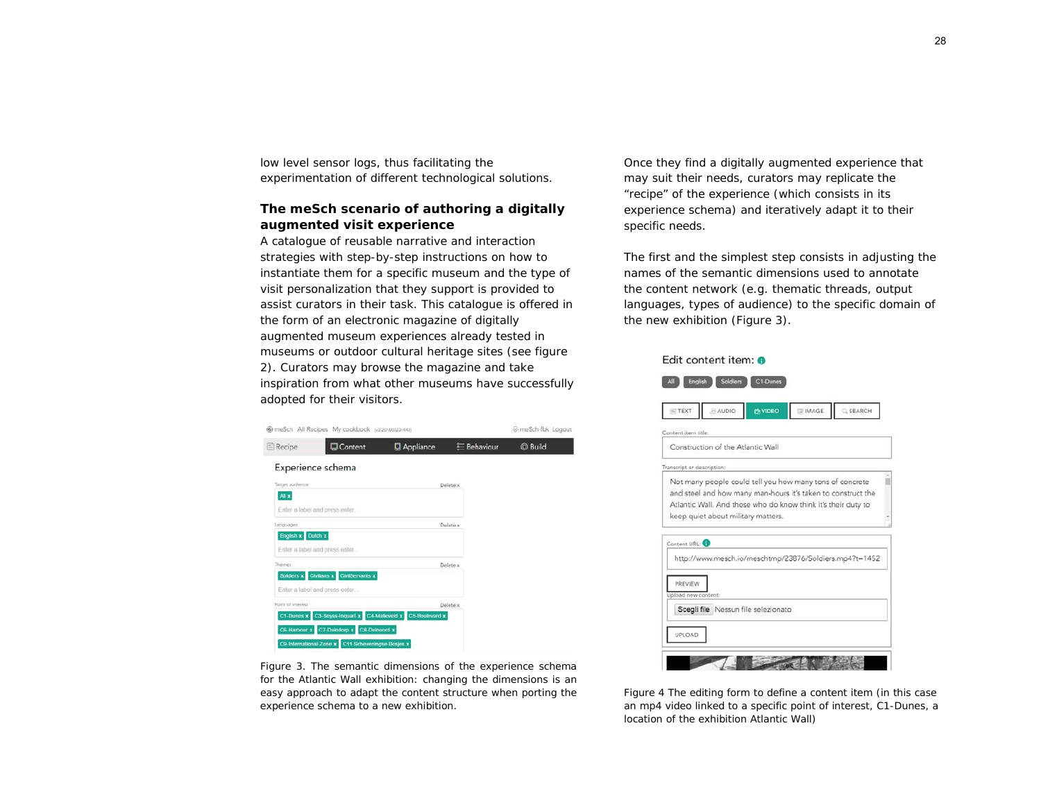low level sensor logs, thus facilitating the experimentation of different technological solutions.

### The meSch scenario of authoring a digitally augmented visit experience

A catalogue of reusable narrative and interaction strategies with step-by-step instructions on how to instantiate them for a specific museum and the type of visit personalization that they support is provided to assist curators in their task. This catalogue is offered in the form of an electronic magazine of digitally augmented museum experiences already tested in museums or outdoor cultural heritage sites (see figure 2). Curators may browse the magazine and take inspiration from what other museums have successfully adopted for their visitors.

Figure 3. The semantic dimensions of the experience schema for the Atlantic Wall exhibition: changing the dimensions is an easy approach to adapt the content structure when porting the experience schema to a new exhibition.

Once they find a digitally augmented experience that may suit their needs, curators may replicate the "recipe" of the experience (which consists in its experience schema) and iteratively adapt it to their specific needs.

The first and the simplest step consists in adjusting the names of the semantic dimensions used to annotate the content network (e.g. thematic threads, output languages, types of audience) to the specific domain of the new exhibition (Figure 3).

Figure 4 The editing form to define a content item (in this case an mp4 video linked to a specific point of interest, C1-Dunes, a location of the exhibition Atlantic Wall)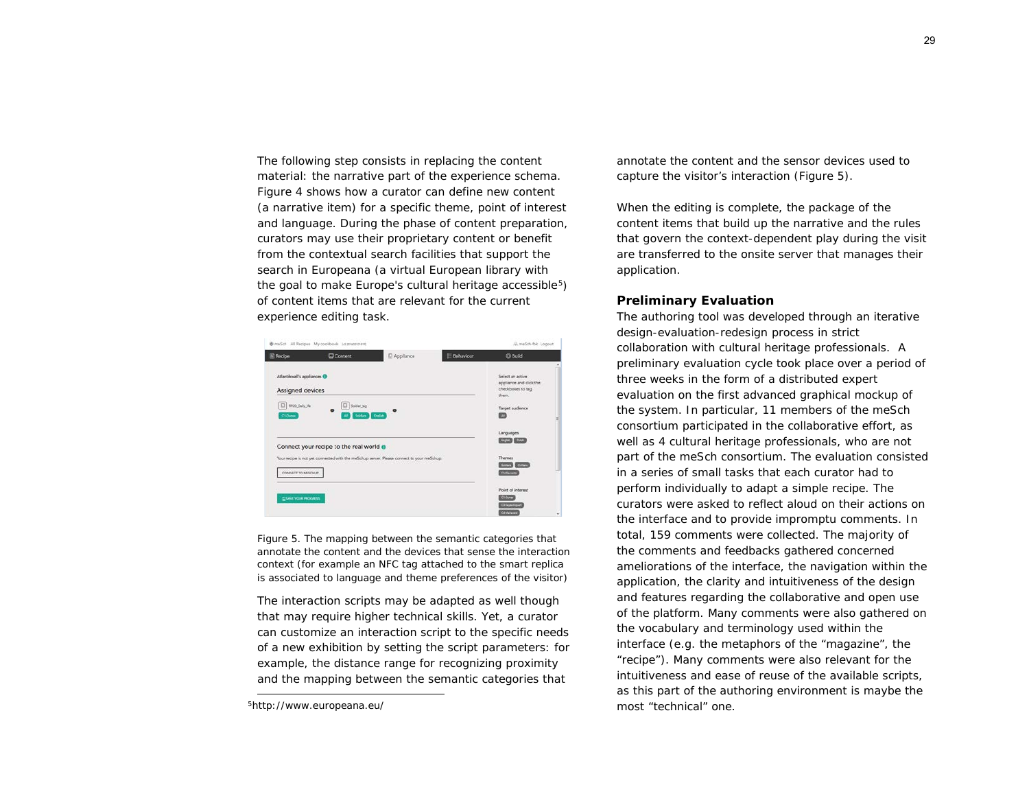The following step consists in replacing the content material: the narrative part of the experience schema. Figure 4 shows how a curator can define new content (a narrative item) for a specific theme, point of interest and language. During the phase of content preparation, curators may use their proprietary content or benefit from the contextual search facilities that support the search in Europeana (a virtual European library with the goal to make Europe's cultural heritage accessible[5]) of content items that are relevant for the current experience editing task.

Figure 5. The mapping between the semantic categories that annotate the content and the devices that sense the interaction context (for example an NFC tag attached to the smart replica is associated to language and theme preferences of the visitor)

The interaction scripts may be adapted as well though that may require higher technical skills. Yet, a curator can customize an interaction script to the specific needs of a new exhibition by setting the script parameters: for example, the distance range for recognizing proximity and the mapping between the semantic categories that annotate the content and the sensor devices used to capture the visitor's interaction (Figure 5).

When the editing is complete, the package of the content items that build up the narrative and the rules that govern the context-dependent play during the visit are transferred to the onsite server that manages their application.

## Preliminary Evaluation

The authoring tool was developed through an iterative design-evaluation-redesign process in strict collaboration with cultural heritage professionals. A preliminary evaluation cycle took place over a period of three weeks in the form of a distributed expert evaluation on the first advanced graphical mockup of the system. In particular, 11 members of the meSch consortium participated in the collaborative effort, as well as 4 cultural heritage professionals, who are not part of the meSch consortium. The evaluation consisted in a series of small tasks that each curator had to perform individually to adapt a simple recipe. The curators were asked to reflect aloud on their actions on the interface and to provide impromptu comments. In total, 159 comments were collected. The majority of the comments and feedbacks gathered concerned ameliorations of the interface, the navigation within the application, the clarity and intuitiveness of the design and features regarding the collaborative and open use of the platform. Many comments were also gathered on the vocabulary and terminology used within the interface (e.g. the metaphors of the "magazine", the "recipe"). Many comments were also relevant for the intuitiveness and ease of reuse of the available scripts, as this part of the authoring environment is maybe the most "technical" one.

[5]http://www.europeana.eu/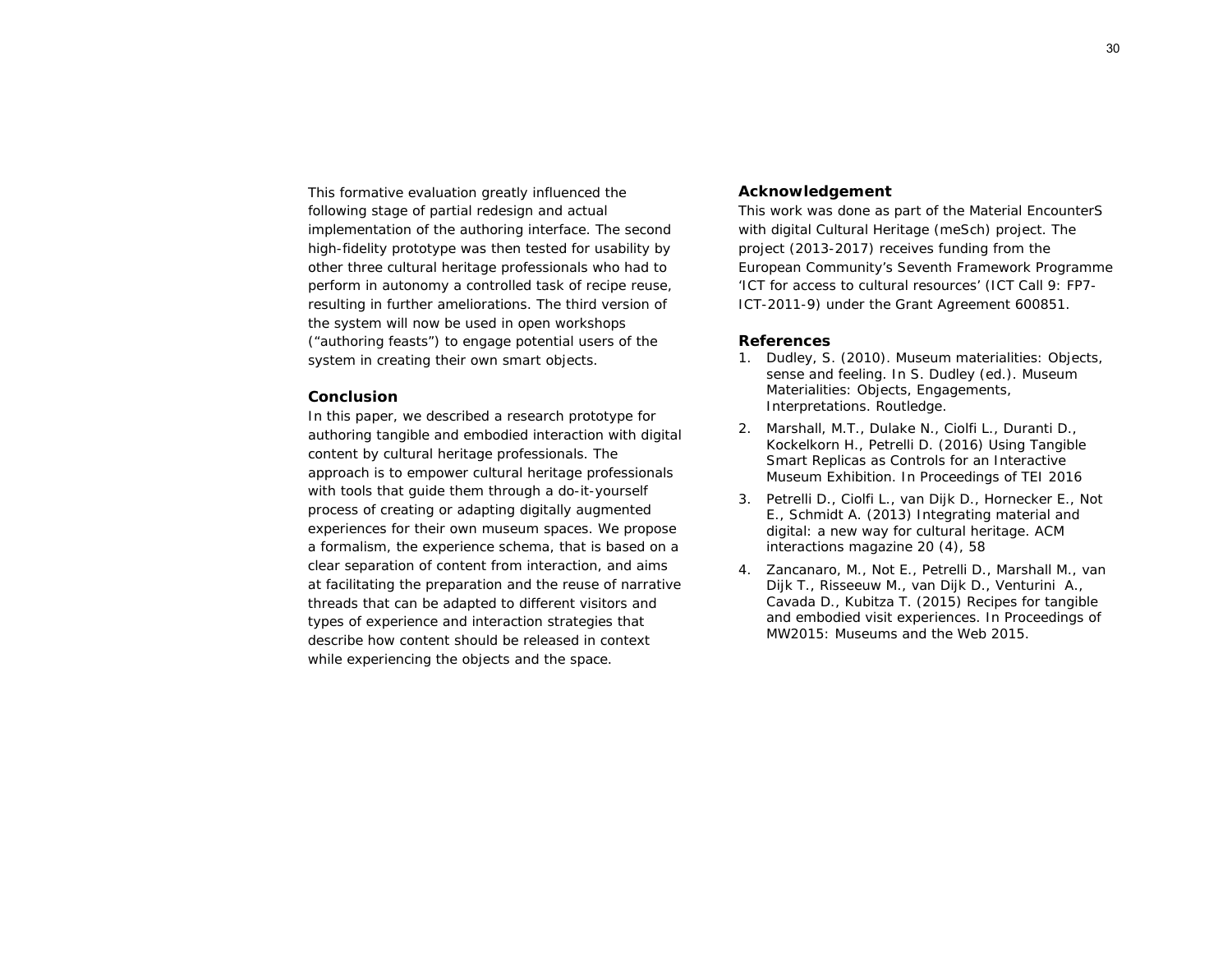This formative evaluation greatly influenced the following stage of partial redesign and actual implementation of the authoring interface. The second high-fidelity prototype was then tested for usability by other three cultural heritage professionals who had to perform in autonomy a controlled task of recipe reuse, resulting in further ameliorations. The third version of the system will now be used in open workshops ("authoring feasts") to engage potential users of the system in creating their own smart objects.

## Conclusion

In this paper, we described a research prototype for authoring tangible and embodied interaction with digital content by cultural heritage professionals. The approach is to empower cultural heritage professionals with tools that guide them through a do-it-yourself process of creating or adapting digitally augmented experiences for their own museum spaces. We propose a formalism, the experience schema, that is based on a clear separation of content from interaction, and aims at facilitating the preparation and the reuse of narrative threads that can be adapted to different visitors and types of experience and interaction strategies that describe how content should be released in context while experiencing the objects and the space.

## Acknowledgement

This work was done as part of the Material EncounterS with digital Cultural Heritage (meSch) project. The project (2013-2017) receives funding from the European Community's Seventh Framework Programme 'ICT for access to cultural resources' (ICT Call 9: FP7-ICT-2011-9) under the Grant Agreement 600851.

## References

1. Dudley, S. (2010). Museum materialities: Objects, sense and feeling. In S. Dudley (ed.). Museum Materialities: Objects, Engagements, Interpretations. Routledge.
2. Marshall, M.T., Dulake N., Ciolfi L., Duranti D., Kockelkorn H., Petrelli D. (2016) Using Tangible Smart Replicas as Controls for an Interactive Museum Exhibition. In Proceedings of TEI 2016
3. Petrelli D., Ciolfi L., van Dijk D., Hornecker E., Not E., Schmidt A. (2013) Integrating material and digital: a new way for cultural heritage. ACM interactions magazine 20 (4), 58
4. Zancanaro, M., Not E., Petrelli D., Marshall M., van Dijk T., Risseeuw M., van Dijk D., Venturini A., Cavada D., Kubitza T. (2015) Recipes for tangible and embodied visit experiences. In Proceedings of MW2015: Museums and the Web 2015.